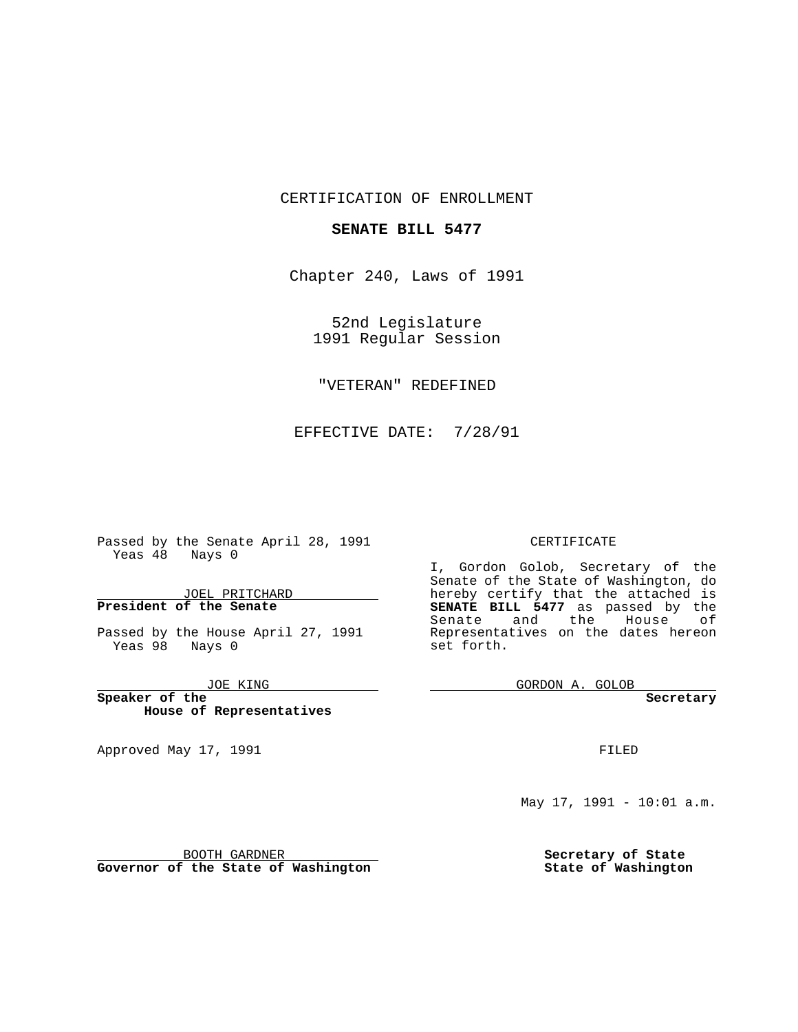CERTIFICATION OF ENROLLMENT

**SENATE BILL 5477**

Chapter 240, Laws of 1991

52nd Legislature
1991 Regular Session

"VETERAN" REDEFINED

EFFECTIVE DATE: 7/28/91

Passed by the Senate April 28, 1991
Yeas 48 Nays 0

JOEL PRITCHARD
**President of the Senate**

Passed by the House April 27, 1991
Yeas 98 Nays 0

JOE KING
**Speaker of the House of Representatives**

Approved May 17, 1991

BOOTH GARDNER
**Governor of the State of Washington**

CERTIFICATE

I, Gordon Golob, Secretary of the Senate of the State of Washington, do hereby certify that the attached is **SENATE BILL 5477** as passed by the Senate and the House of Representatives on the dates hereon set forth.

GORDON A. GOLOB
**Secretary**

FILED

May 17, 1991 - 10:01 a.m.

**Secretary of State**
**State of Washington**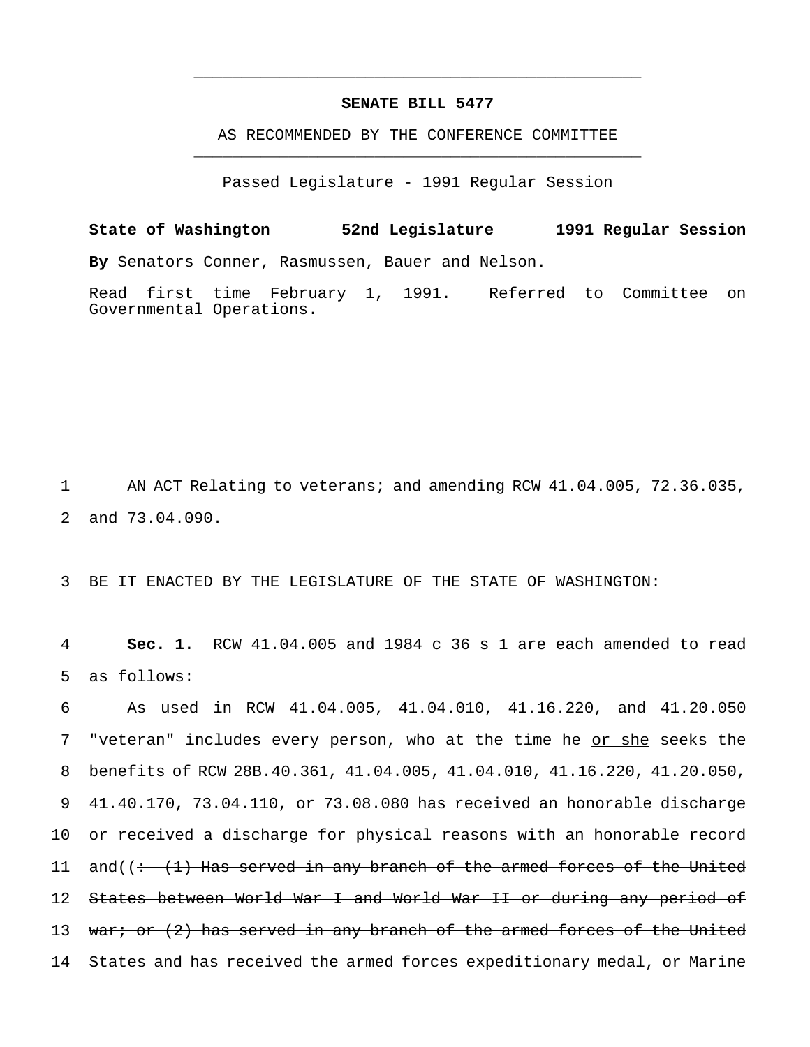# SENATE BILL 5477

AS RECOMMENDED BY THE CONFERENCE COMMITTEE

Passed Legislature - 1991 Regular Session

**State of Washington 52nd Legislature 1991 Regular Session**

**By** Senators Conner, Rasmussen, Bauer and Nelson.

Read first time February 1, 1991. Referred to Committee on Governmental Operations.

1 AN ACT Relating to veterans; and amending RCW 41.04.005, 72.36.035,
2 and 73.04.090.

3 BE IT ENACTED BY THE LEGISLATURE OF THE STATE OF WASHINGTON:

4 **Sec. 1.** RCW 41.04.005 and 1984 c 36 s 1 are each amended to read
5 as follows:

6 As used in RCW 41.04.005, 41.04.010, 41.16.220, and 41.20.050
7 "veteran" includes every person, who at the time he <u>or she</u> seeks the
8 benefits of RCW 28B.40.361, 41.04.005, 41.04.010, 41.16.220, 41.20.050,
9 41.40.170, 73.04.110, or 73.08.080 has received an honorable discharge
10 or received a discharge for physical reasons with an honorable record
11 and((~~: (1) Has served in any branch of the armed forces of the United~~
12 ~~States between World War I and World War II or during any period of~~
13 ~~war; or (2) has served in any branch of the armed forces of the United~~
14 ~~States and has received the armed forces expeditionary medal, or Marine~~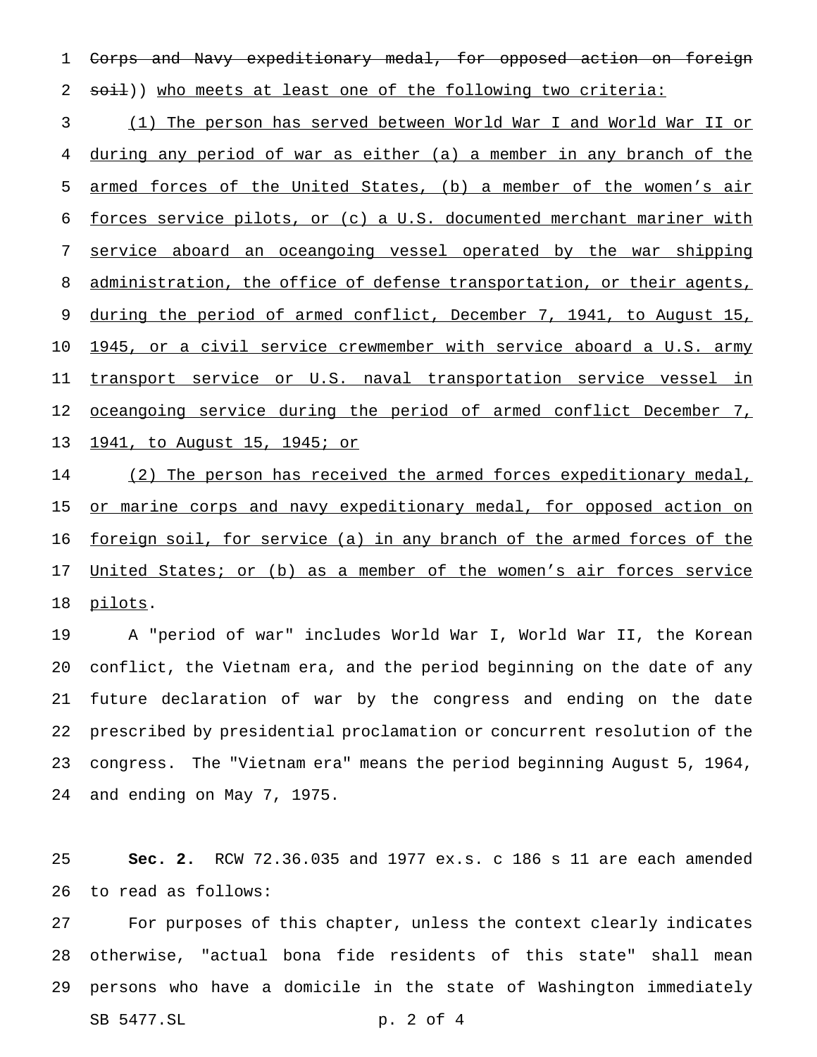~~Corps and Navy expeditionary medal, for opposed action on foreign soil~~)) who meets at least one of the following two criteria:

(1) The person has served between World War I and World War II or during any period of war as either (a) a member in any branch of the armed forces of the United States, (b) a member of the women's air forces service pilots, or (c) a U.S. documented merchant mariner with service aboard an oceangoing vessel operated by the war shipping administration, the office of defense transportation, or their agents, during the period of armed conflict, December 7, 1941, to August 15, 1945, or a civil service crewmember with service aboard a U.S. army transport service or U.S. naval transportation service vessel in oceangoing service during the period of armed conflict December 7, 1941, to August 15, 1945; or

(2) The person has received the armed forces expeditionary medal, or marine corps and navy expeditionary medal, for opposed action on foreign soil, for service (a) in any branch of the armed forces of the United States; or (b) as a member of the women's air forces service pilots.

A "period of war" includes World War I, World War II, the Korean conflict, the Vietnam era, and the period beginning on the date of any future declaration of war by the congress and ending on the date prescribed by presidential proclamation or concurrent resolution of the congress. The "Vietnam era" means the period beginning August 5, 1964, and ending on May 7, 1975.

**Sec. 2.** RCW 72.36.035 and 1977 ex.s. c 186 s 11 are each amended to read as follows:

For purposes of this chapter, unless the context clearly indicates otherwise, "actual bona fide residents of this state" shall mean persons who have a domicile in the state of Washington immediately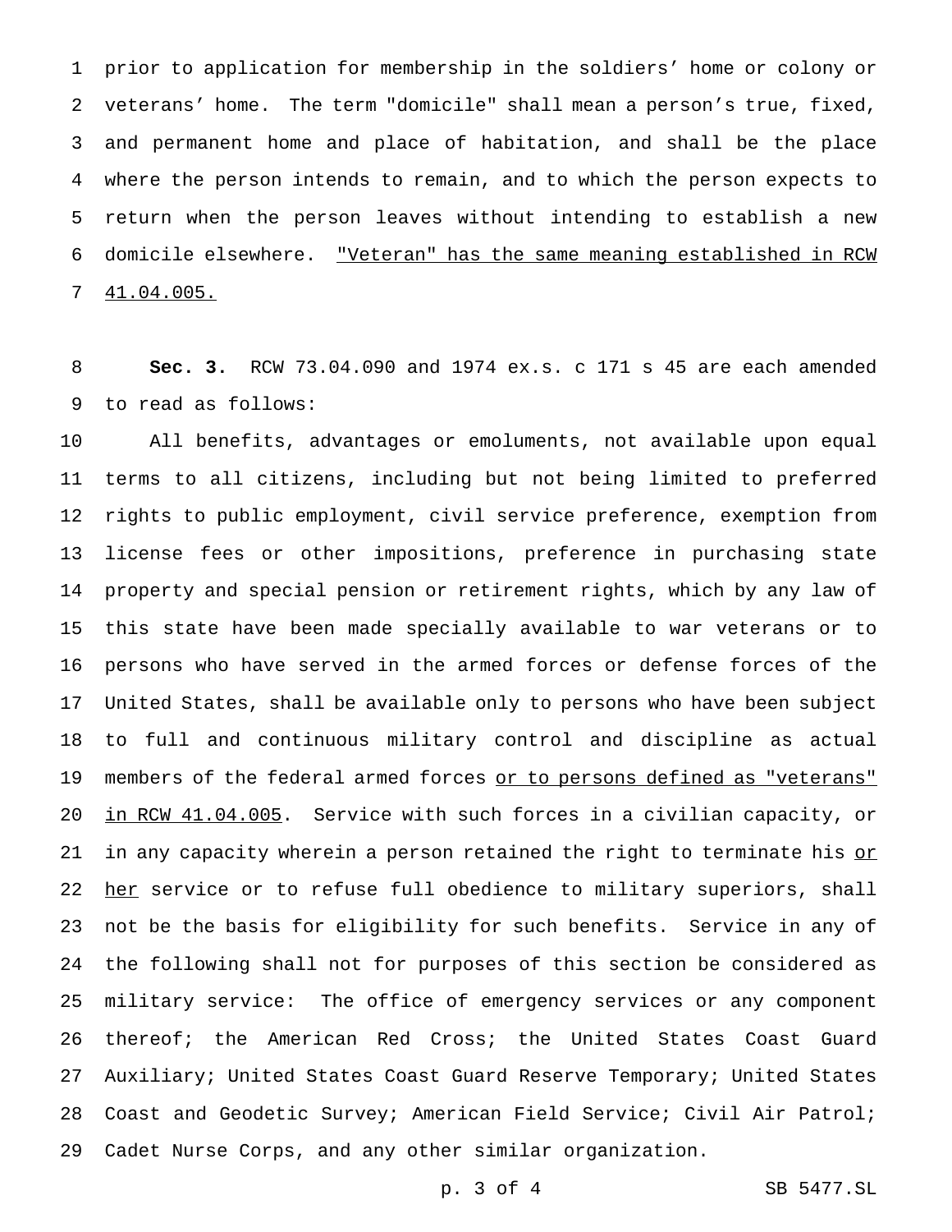prior to application for membership in the soldiers' home or colony or veterans' home. The term "domicile" shall mean a person's true, fixed, and permanent home and place of habitation, and shall be the place where the person intends to remain, and to which the person expects to return when the person leaves without intending to establish a new domicile elsewhere. <u>"Veteran" has the same meaning established in RCW 41.04.005.</u>

**Sec. 3.** RCW 73.04.090 and 1974 ex.s. c 171 s 45 are each amended to read as follows:

All benefits, advantages or emoluments, not available upon equal terms to all citizens, including but not being limited to preferred rights to public employment, civil service preference, exemption from license fees or other impositions, preference in purchasing state property and special pension or retirement rights, which by any law of this state have been made specially available to war veterans or to persons who have served in the armed forces or defense forces of the United States, shall be available only to persons who have been subject to full and continuous military control and discipline as actual members of the federal armed forces <u>or to persons defined as "veterans" in RCW 41.04.005</u>. Service with such forces in a civilian capacity, or in any capacity wherein a person retained the right to terminate his <u>or her</u> service or to refuse full obedience to military superiors, shall not be the basis for eligibility for such benefits. Service in any of the following shall not for purposes of this section be considered as military service: The office of emergency services or any component thereof; the American Red Cross; the United States Coast Guard Auxiliary; United States Coast Guard Reserve Temporary; United States Coast and Geodetic Survey; American Field Service; Civil Air Patrol; Cadet Nurse Corps, and any other similar organization.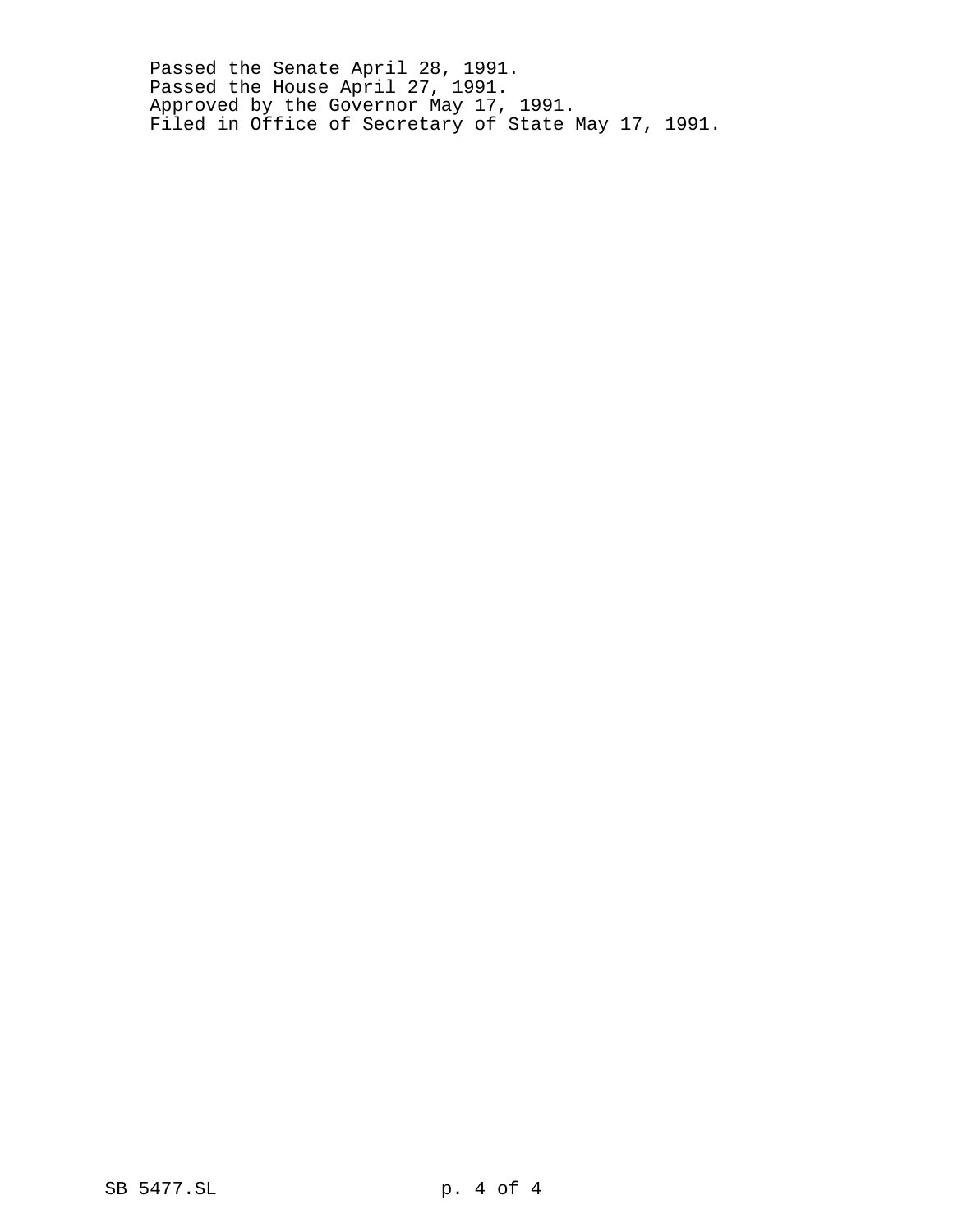Passed the Senate April 28, 1991.
Passed the House April 27, 1991.
Approved by the Governor May 17, 1991.
Filed in Office of Secretary of State May 17, 1991.